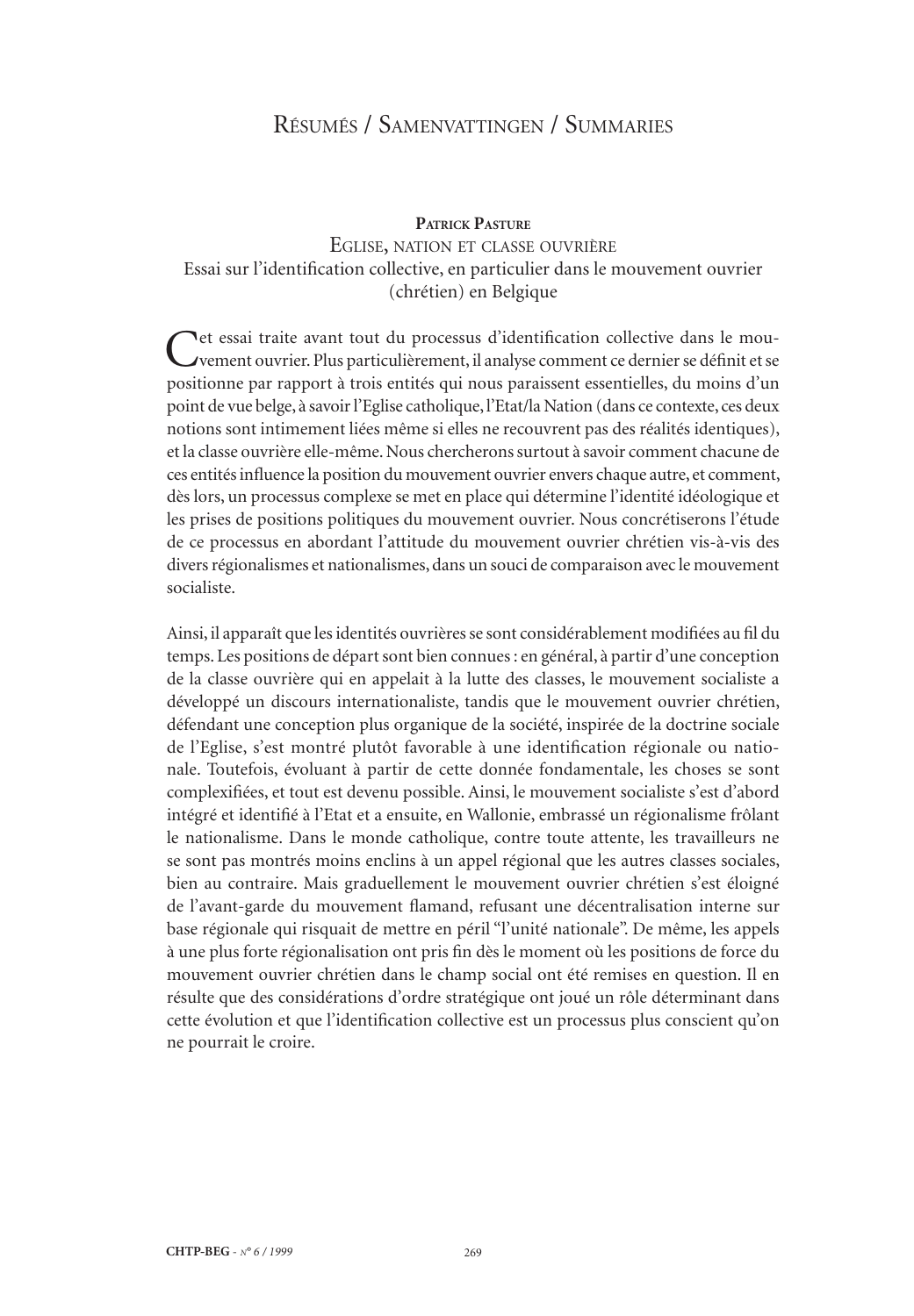# Résumés / Samenvattingen / Summaries

## Patrick Pasture

### Eglise, nation et classe ouvrière
### Essai sur l'identification collective, en particulier dans le mouvement ouvrier (chrétien) en Belgique

Cet essai traite avant tout du processus d'identification collective dans le mouvement ouvrier. Plus particulièrement, il analyse comment ce dernier se définit et se positionne par rapport à trois entités qui nous paraissent essentielles, du moins d'un point de vue belge, à savoir l'Eglise catholique, l'Etat/la Nation (dans ce contexte, ces deux notions sont intimement liées même si elles ne recouvrent pas des réalités identiques), et la classe ouvrière elle-même. Nous chercherons surtout à savoir comment chacune de ces entités influence la position du mouvement ouvrier envers chaque autre, et comment, dès lors, un processus complexe se met en place qui détermine l'identité idéologique et les prises de positions politiques du mouvement ouvrier. Nous concrétiserons l'étude de ce processus en abordant l'attitude du mouvement ouvrier chrétien vis-à-vis des divers régionalismes et nationalismes, dans un souci de comparaison avec le mouvement socialiste.

Ainsi, il apparaît que les identités ouvrières se sont considérablement modifiées au fil du temps. Les positions de départ sont bien connues : en général, à partir d'une conception de la classe ouvrière qui en appelait à la lutte des classes, le mouvement socialiste a développé un discours internationaliste, tandis que le mouvement ouvrier chrétien, défendant une conception plus organique de la société, inspirée de la doctrine sociale de l'Eglise, s'est montré plutôt favorable à une identification régionale ou nationale. Toutefois, évoluant à partir de cette donnée fondamentale, les choses se sont complexifiées, et tout est devenu possible. Ainsi, le mouvement socialiste s'est d'abord intégré et identifié à l'Etat et a ensuite, en Wallonie, embrassé un régionalisme frôlant le nationalisme. Dans le monde catholique, contre toute attente, les travailleurs ne se sont pas montrés moins enclins à un appel régional que les autres classes sociales, bien au contraire. Mais graduellement le mouvement ouvrier chrétien s'est éloigné de l'avant-garde du mouvement flamand, refusant une décentralisation interne sur base régionale qui risquait de mettre en péril "l'unité nationale". De même, les appels à une plus forte régionalisation ont pris fin dès le moment où les positions de force du mouvement ouvrier chrétien dans le champ social ont été remises en question. Il en résulte que des considérations d'ordre stratégique ont joué un rôle déterminant dans cette évolution et que l'identification collective est un processus plus conscient qu'on ne pourrait le croire.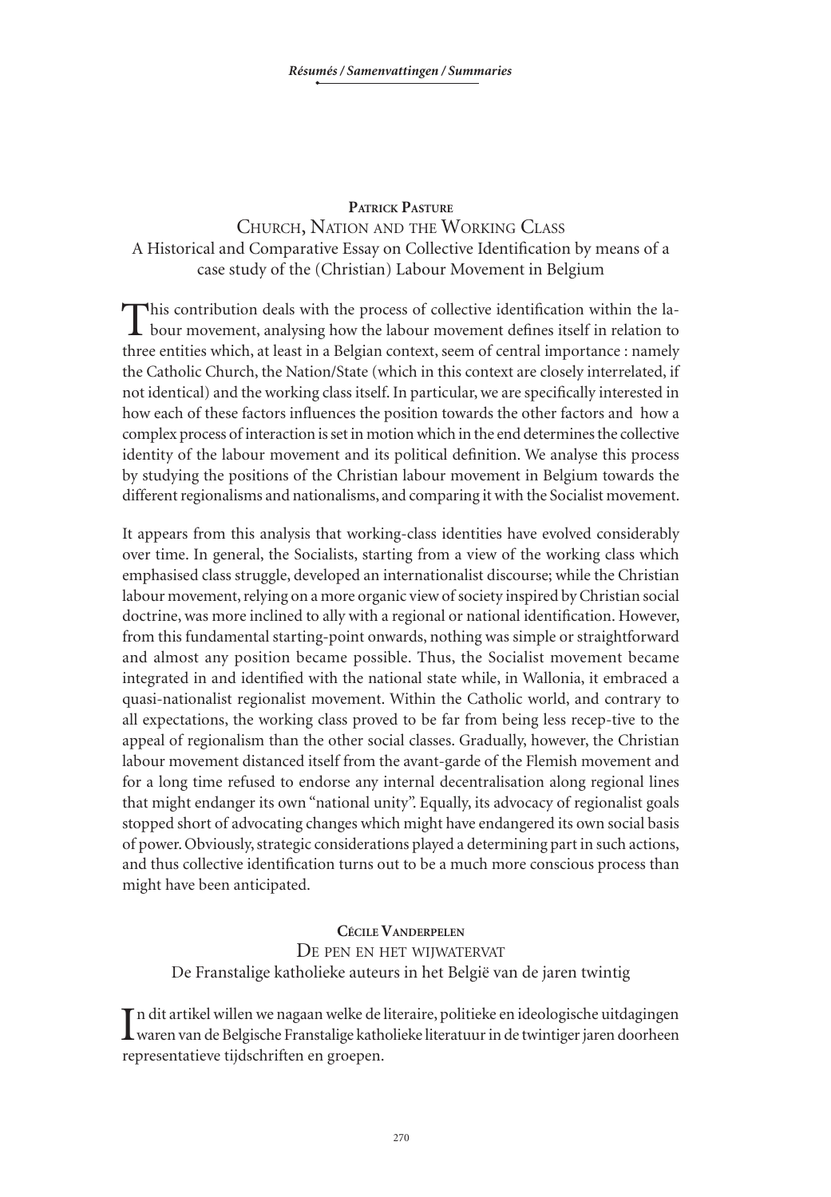**Patrick Pasture**

## Church, Nation and the Working Class

### A Historical and Comparative Essay on Collective Identification by means of a case study of the (Christian) Labour Movement in Belgium

This contribution deals with the process of collective identification within the labour movement, analysing how the labour movement defines itself in relation to three entities which, at least in a Belgian context, seem of central importance : namely the Catholic Church, the Nation/State (which in this context are closely interrelated, if not identical) and the working class itself. In particular, we are specifically interested in how each of these factors influences the position towards the other factors and how a complex process of interaction is set in motion which in the end determines the collective identity of the labour movement and its political definition. We analyse this process by studying the positions of the Christian labour movement in Belgium towards the different regionalisms and nationalisms, and comparing it with the Socialist movement.

It appears from this analysis that working-class identities have evolved considerably over time. In general, the Socialists, starting from a view of the working class which emphasised class struggle, developed an internationalist discourse; while the Christian labour movement, relying on a more organic view of society inspired by Christian social doctrine, was more inclined to ally with a regional or national identification. However, from this fundamental starting-point onwards, nothing was simple or straightforward and almost any position became possible. Thus, the Socialist movement became integrated in and identified with the national state while, in Wallonia, it embraced a quasi-nationalist regionalist movement. Within the Catholic world, and contrary to all expectations, the working class proved to be far from being less recep-tive to the appeal of regionalism than the other social classes. Gradually, however, the Christian labour movement distanced itself from the avant-garde of the Flemish movement and for a long time refused to endorse any internal decentralisation along regional lines that might endanger its own "national unity". Equally, its advocacy of regionalist goals stopped short of advocating changes which might have endangered its own social basis of power. Obviously, strategic considerations played a determining part in such actions, and thus collective identification turns out to be a much more conscious process than might have been anticipated.

**Cécile Vanderpelen**

## De pen en het wijwatervat

### De Franstalige katholieke auteurs in het België van de jaren twintig

In dit artikel willen we nagaan welke de literaire, politieke en ideologische uitdagingen waren van de Belgische Franstalige katholieke literatuur in de twintiger jaren doorheen representatieve tijdschriften en groepen.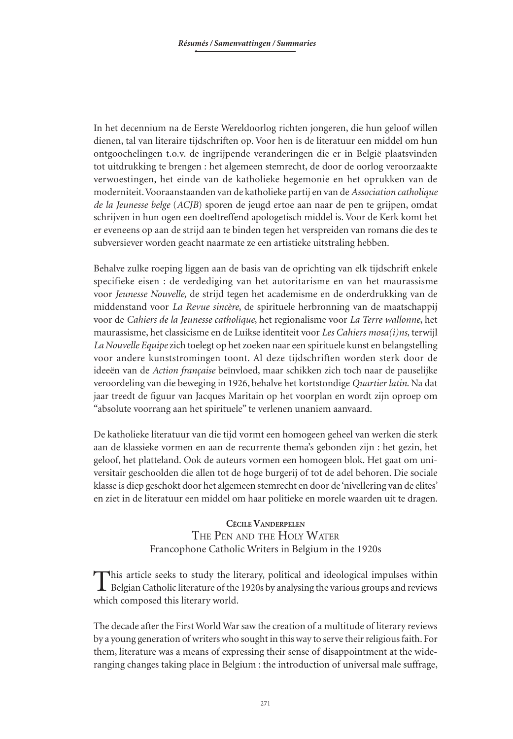In het decennium na de Eerste Wereldoorlog richten jongeren, die hun geloof willen dienen, tal van literaire tijdschriften op. Voor hen is de literatuur een middel om hun ontgoochelingen t.o.v. de ingrijpende veranderingen die er in België plaatsvinden tot uitdrukking te brengen : het algemeen stemrecht, de door de oorlog veroorzaakte verwoestingen, het einde van de katholieke hegemonie en het oprukken van de moderniteit. Vooraanstaanden van de katholieke partij en van de *Association catholique de la Jeunesse belge* (*ACJB*) sporen de jeugd ertoe aan naar de pen te grijpen, omdat schrijven in hun ogen een doeltreffend apologetisch middel is. Voor de Kerk komt het er eveneens op aan de strijd aan te binden tegen het verspreiden van romans die des te subversiever worden geacht naarmate ze een artistieke uitstraling hebben.

Behalve zulke roeping liggen aan de basis van de oprichting van elk tijdschrift enkele specifieke eisen : de verdediging van het autoritarisme en van het maurassisme voor *Jeunesse Nouvelle,* de strijd tegen het academisme en de onderdrukking van de middenstand voor *La Revue sincère*, de spirituele herbronning van de maatschappij voor de *Cahiers de la Jeunesse catholique*, het regionalisme voor *La Terre wallonne*, het maurassisme, het classicisme en de Luikse identiteit voor *Les Cahiers mosa(i)ns,* terwijl *La Nouvelle Equipe* zich toelegt op het zoeken naar een spirituele kunst en belangstelling voor andere kunststromingen toont. Al deze tijdschriften worden sterk door de ideeën van de *Action française* beïnvloed, maar schikken zich toch naar de pauselijke veroordeling van die beweging in 1926, behalve het kortstondige *Quartier latin.* Na dat jaar treedt de figuur van Jacques Maritain op het voorplan en wordt zijn oproep om "absolute voorrang aan het spirituele" te verlenen unaniem aanvaard.

De katholieke literatuur van die tijd vormt een homogeen geheel van werken die sterk aan de klassieke vormen en aan de recurrente thema's gebonden zijn : het gezin, het geloof, het platteland. Ook de auteurs vormen een homogeen blok. Het gaat om universitair geschoolden die allen tot de hoge burgerij of tot de adel behoren. Die sociale klasse is diep geschokt door het algemeen stemrecht en door de 'nivellering van de elites' en ziet in de literatuur een middel om haar politieke en morele waarden uit te dragen.

**Cécile Vanderpelen**

## The Pen and the Holy Water

### Francophone Catholic Writers in Belgium in the 1920s

This article seeks to study the literary, political and ideological impulses within Belgian Catholic literature of the 1920s by analysing the various groups and reviews which composed this literary world.

The decade after the First World War saw the creation of a multitude of literary reviews by a young generation of writers who sought in this way to serve their religious faith. For them, literature was a means of expressing their sense of disappointment at the wide-ranging changes taking place in Belgium : the introduction of universal male suffrage,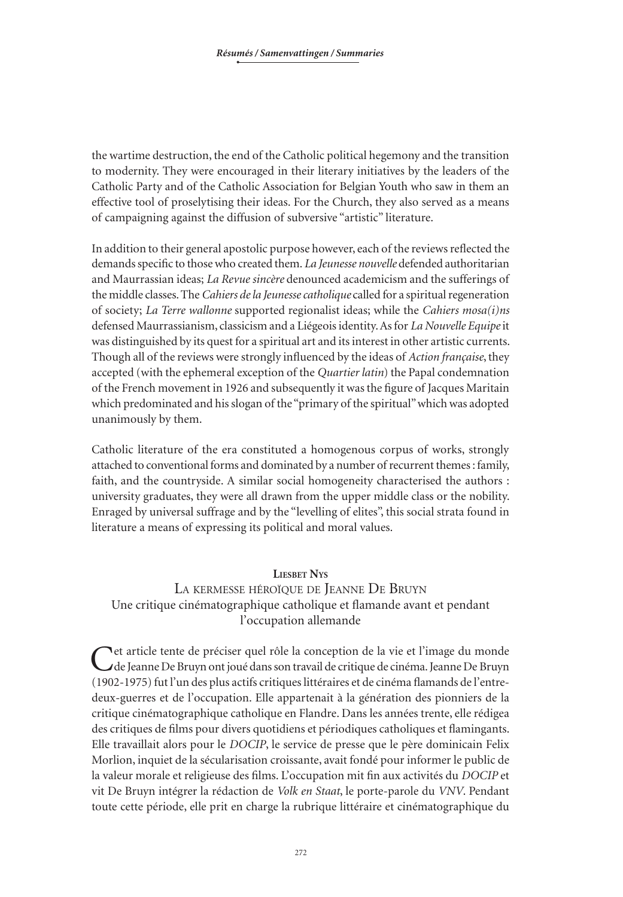the wartime destruction, the end of the Catholic political hegemony and the transition to modernity. They were encouraged in their literary initiatives by the leaders of the Catholic Party and of the Catholic Association for Belgian Youth who saw in them an effective tool of proselytising their ideas. For the Church, they also served as a means of campaigning against the diffusion of subversive "artistic" literature.

In addition to their general apostolic purpose however, each of the reviews reflected the demands specific to those who created them. *La Jeunesse nouvelle* defended authoritarian and Maurrassian ideas; *La Revue sincère* denounced academicism and the sufferings of the middle classes. The *Cahiers de la Jeunesse catholique* called for a spiritual regeneration of society; *La Terre wallonne* supported regionalist ideas; while the *Cahiers mosa(i)ns* defensed Maurrassianism, classicism and a Liégeois identity. As for *La Nouvelle Equipe* it was distinguished by its quest for a spiritual art and its interest in other artistic currents. Though all of the reviews were strongly influenced by the ideas of *Action française*, they accepted (with the ephemeral exception of the *Quartier latin*) the Papal condemnation of the French movement in 1926 and subsequently it was the figure of Jacques Maritain which predominated and his slogan of the "primary of the spiritual" which was adopted unanimously by them.

Catholic literature of the era constituted a homogenous corpus of works, strongly attached to conventional forms and dominated by a number of recurrent themes : family, faith, and the countryside. A similar social homogeneity characterised the authors : university graduates, they were all drawn from the upper middle class or the nobility. Enraged by universal suffrage and by the "levelling of elites", this social strata found in literature a means of expressing its political and moral values.

**Liesbet Nys**

## La kermesse héroïque de Jeanne De Bruyn
### Une critique cinématographique catholique et flamande avant et pendant l'occupation allemande

Cet article tente de préciser quel rôle la conception de la vie et l'image du monde de Jeanne De Bruyn ont joué dans son travail de critique de cinéma. Jeanne De Bruyn (1902-1975) fut l'un des plus actifs critiques littéraires et de cinéma flamands de l'entre-deux-guerres et de l'occupation. Elle appartenait à la génération des pionniers de la critique cinématographique catholique en Flandre. Dans les années trente, elle rédigea des critiques de films pour divers quotidiens et périodiques catholiques et flamingants. Elle travaillait alors pour le *DOCIP*, le service de presse que le père dominicain Felix Morlion, inquiet de la sécularisation croissante, avait fondé pour informer le public de la valeur morale et religieuse des films. L'occupation mit fin aux activités du *DOCIP* et vit De Bruyn intégrer la rédaction de *Volk en Staat*, le porte-parole du *VNV*. Pendant toute cette période, elle prit en charge la rubrique littéraire et cinématographique du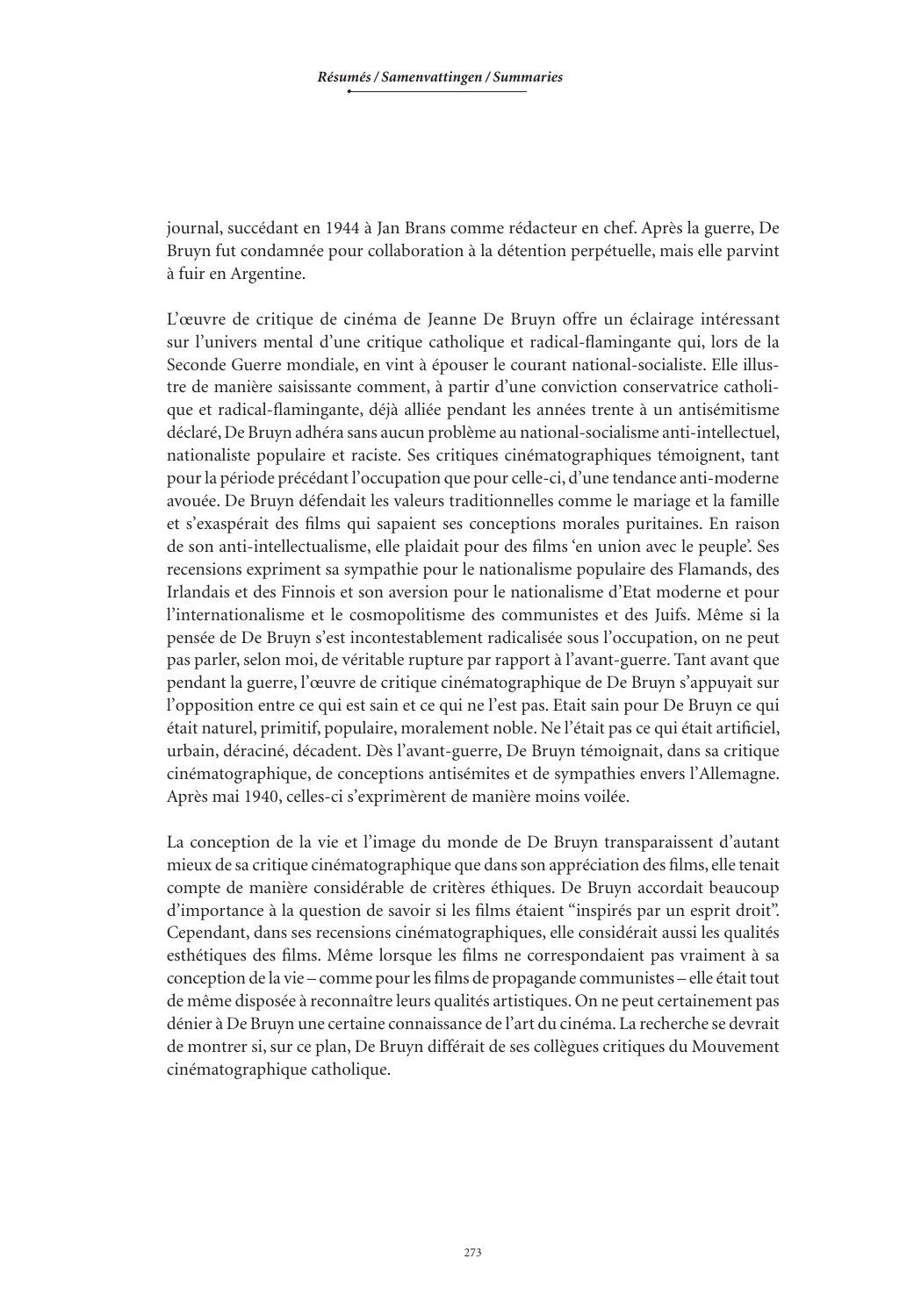journal, succédant en 1944 à Jan Brans comme rédacteur en chef. Après la guerre, De Bruyn fut condamnée pour collaboration à la détention perpétuelle, mais elle parvint à fuir en Argentine.

L'œuvre de critique de cinéma de Jeanne De Bruyn offre un éclairage intéressant sur l'univers mental d'une critique catholique et radical-flamingante qui, lors de la Seconde Guerre mondiale, en vint à épouser le courant national-socialiste. Elle illustre de manière saisissante comment, à partir d'une conviction conservatrice catholique et radical-flamingante, déjà alliée pendant les années trente à un antisémitisme déclaré, De Bruyn adhéra sans aucun problème au national-socialisme anti-intellectuel, nationaliste populaire et raciste. Ses critiques cinématographiques témoignent, tant pour la période précédant l'occupation que pour celle-ci, d'une tendance anti-moderne avouée. De Bruyn défendait les valeurs traditionnelles comme le mariage et la famille et s'exaspérait des films qui sapaient ses conceptions morales puritaines. En raison de son anti-intellectualisme, elle plaidait pour des films 'en union avec le peuple'. Ses recensions expriment sa sympathie pour le nationalisme populaire des Flamands, des Irlandais et des Finnois et son aversion pour le nationalisme d'Etat moderne et pour l'internationalisme et le cosmopolitisme des communistes et des Juifs. Même si la pensée de De Bruyn s'est incontestablement radicalisée sous l'occupation, on ne peut pas parler, selon moi, de véritable rupture par rapport à l'avant-guerre. Tant avant que pendant la guerre, l'œuvre de critique cinématographique de De Bruyn s'appuyait sur l'opposition entre ce qui est sain et ce qui ne l'est pas. Etait sain pour De Bruyn ce qui était naturel, primitif, populaire, moralement noble. Ne l'était pas ce qui était artificiel, urbain, déraciné, décadent. Dès l'avant-guerre, De Bruyn témoignait, dans sa critique cinématographique, de conceptions antisémites et de sympathies envers l'Allemagne. Après mai 1940, celles-ci s'exprimèrent de manière moins voilée.

La conception de la vie et l'image du monde de De Bruyn transparaissent d'autant mieux de sa critique cinématographique que dans son appréciation des films, elle tenait compte de manière considérable de critères éthiques. De Bruyn accordait beaucoup d'importance à la question de savoir si les films étaient "inspirés par un esprit droit". Cependant, dans ses recensions cinématographiques, elle considérait aussi les qualités esthétiques des films. Même lorsque les films ne correspondaient pas vraiment à sa conception de la vie – comme pour les films de propagande communistes – elle était tout de même disposée à reconnaître leurs qualités artistiques. On ne peut certainement pas dénier à De Bruyn une certaine connaissance de l'art du cinéma. La recherche se devrait de montrer si, sur ce plan, De Bruyn différait de ses collègues critiques du Mouvement cinématographique catholique.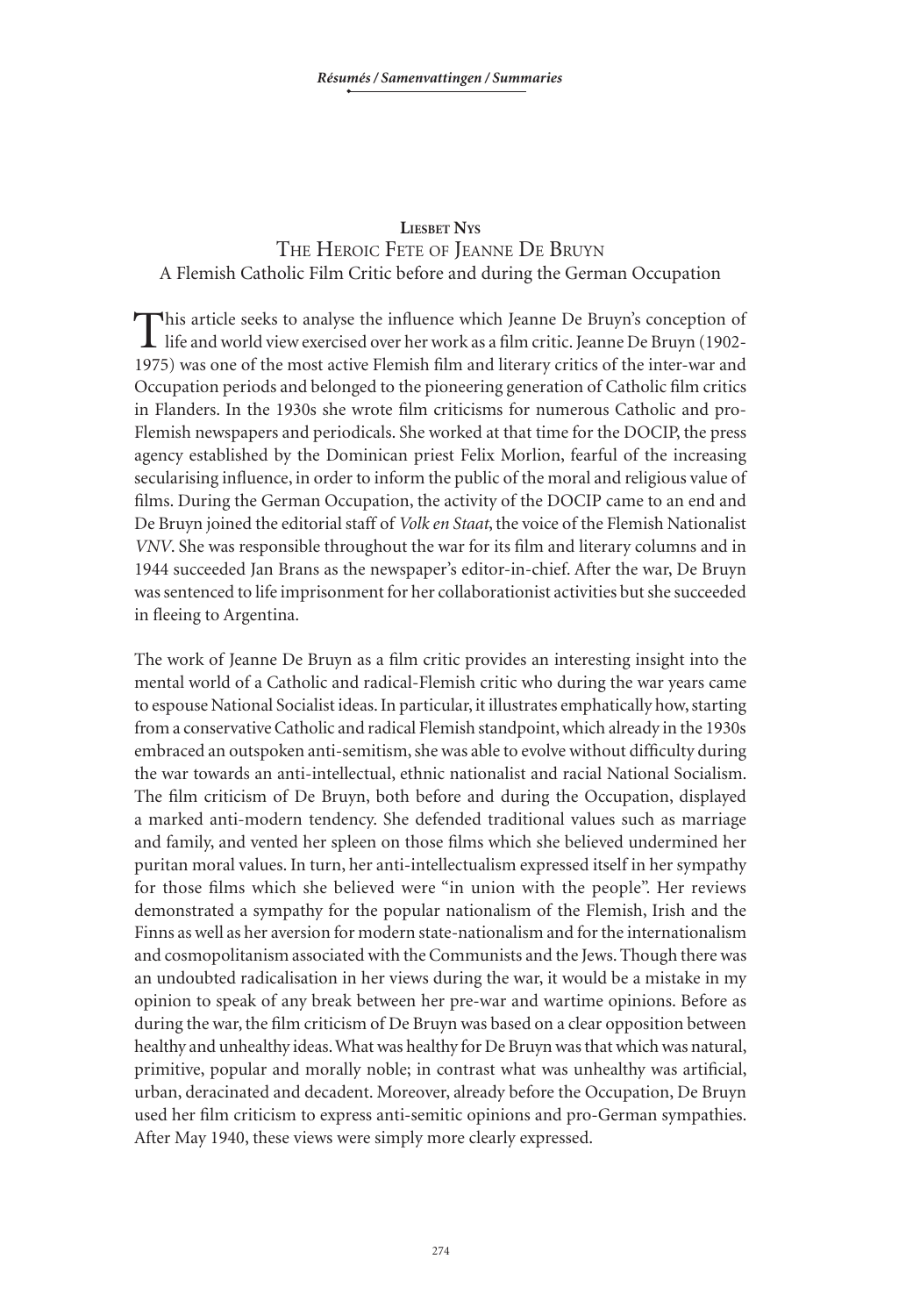**Liesbet Nys**

## The Heroic Fete of Jeanne De Bruyn

### A Flemish Catholic Film Critic before and during the German Occupation

This article seeks to analyse the influence which Jeanne De Bruyn's conception of life and world view exercised over her work as a film critic. Jeanne De Bruyn (1902-1975) was one of the most active Flemish film and literary critics of the inter-war and Occupation periods and belonged to the pioneering generation of Catholic film critics in Flanders. In the 1930s she wrote film criticisms for numerous Catholic and pro-Flemish newspapers and periodicals. She worked at that time for the DOCIP, the press agency established by the Dominican priest Felix Morlion, fearful of the increasing secularising influence, in order to inform the public of the moral and religious value of films. During the German Occupation, the activity of the DOCIP came to an end and De Bruyn joined the editorial staff of *Volk en Staat*, the voice of the Flemish Nationalist *VNV*. She was responsible throughout the war for its film and literary columns and in 1944 succeeded Jan Brans as the newspaper's editor-in-chief. After the war, De Bruyn was sentenced to life imprisonment for her collaborationist activities but she succeeded in fleeing to Argentina.

The work of Jeanne De Bruyn as a film critic provides an interesting insight into the mental world of a Catholic and radical-Flemish critic who during the war years came to espouse National Socialist ideas. In particular, it illustrates emphatically how, starting from a conservative Catholic and radical Flemish standpoint, which already in the 1930s embraced an outspoken anti-semitism, she was able to evolve without difficulty during the war towards an anti-intellectual, ethnic nationalist and racial National Socialism. The film criticism of De Bruyn, both before and during the Occupation, displayed a marked anti-modern tendency. She defended traditional values such as marriage and family, and vented her spleen on those films which she believed undermined her puritan moral values. In turn, her anti-intellectualism expressed itself in her sympathy for those films which she believed were "in union with the people". Her reviews demonstrated a sympathy for the popular nationalism of the Flemish, Irish and the Finns as well as her aversion for modern state-nationalism and for the internationalism and cosmopolitanism associated with the Communists and the Jews. Though there was an undoubted radicalisation in her views during the war, it would be a mistake in my opinion to speak of any break between her pre-war and wartime opinions. Before as during the war, the film criticism of De Bruyn was based on a clear opposition between healthy and unhealthy ideas. What was healthy for De Bruyn was that which was natural, primitive, popular and morally noble; in contrast what was unhealthy was artificial, urban, deracinated and decadent. Moreover, already before the Occupation, De Bruyn used her film criticism to express anti-semitic opinions and pro-German sympathies. After May 1940, these views were simply more clearly expressed.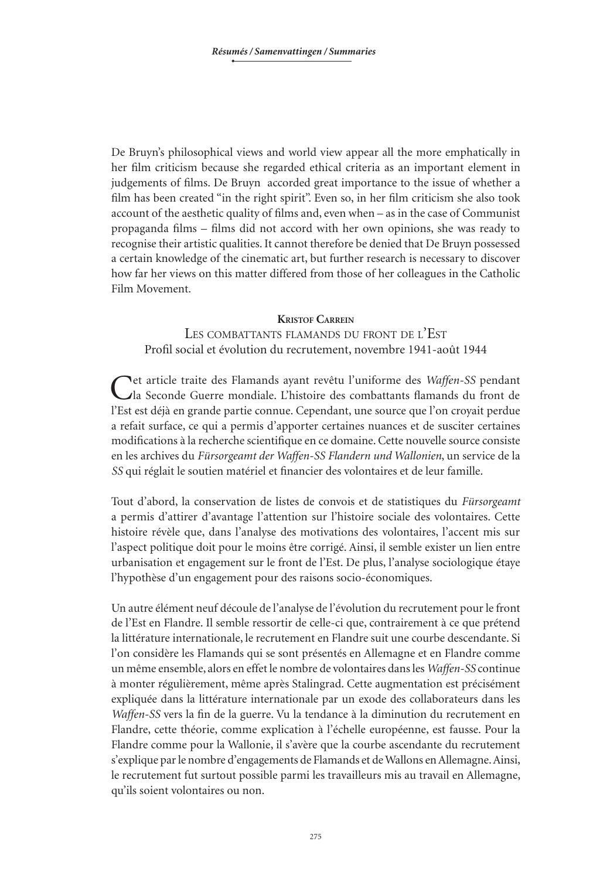De Bruyn's philosophical views and world view appear all the more emphatically in her film criticism because she regarded ethical criteria as an important element in judgements of films. De Bruyn accorded great importance to the issue of whether a film has been created "in the right spirit". Even so, in her film criticism she also took account of the aesthetic quality of films and, even when – as in the case of Communist propaganda films – films did not accord with her own opinions, she was ready to recognise their artistic qualities. It cannot therefore be denied that De Bruyn possessed a certain knowledge of the cinematic art, but further research is necessary to discover how far her views on this matter differed from those of her colleagues in the Catholic Film Movement.

### Kristof Carrein

### Les combattants flamands du front de l'Est

### Profil social et évolution du recrutement, novembre 1941-août 1944

Cet article traite des Flamands ayant revêtu l'uniforme des *Waffen-SS* pendant la Seconde Guerre mondiale. L'histoire des combattants flamands du front de l'Est est déjà en grande partie connue. Cependant, une source que l'on croyait perdue a refait surface, ce qui a permis d'apporter certaines nuances et de susciter certaines modifications à la recherche scientifique en ce domaine. Cette nouvelle source consiste en les archives du *Fürsorgeamt der Waffen-SS Flandern und Wallonien*, un service de la *SS* qui réglait le soutien matériel et financier des volontaires et de leur famille.

Tout d'abord, la conservation de listes de convois et de statistiques du *Fürsorgeamt* a permis d'attirer d'avantage l'attention sur l'histoire sociale des volontaires. Cette histoire révèle que, dans l'analyse des motivations des volontaires, l'accent mis sur l'aspect politique doit pour le moins être corrigé. Ainsi, il semble exister un lien entre urbanisation et engagement sur le front de l'Est. De plus, l'analyse sociologique étaye l'hypothèse d'un engagement pour des raisons socio-économiques.

Un autre élément neuf découle de l'analyse de l'évolution du recrutement pour le front de l'Est en Flandre. Il semble ressortir de celle-ci que, contrairement à ce que prétend la littérature internationale, le recrutement en Flandre suit une courbe descendante. Si l'on considère les Flamands qui se sont présentés en Allemagne et en Flandre comme un même ensemble, alors en effet le nombre de volontaires dans les *Waffen-SS* continue à monter régulièrement, même après Stalingrad. Cette augmentation est précisément expliquée dans la littérature internationale par un exode des collaborateurs dans les *Waffen-SS* vers la fin de la guerre. Vu la tendance à la diminution du recrutement en Flandre, cette théorie, comme explication à l'échelle européenne, est fausse. Pour la Flandre comme pour la Wallonie, il s'avère que la courbe ascendante du recrutement s'explique par le nombre d'engagements de Flamands et de Wallons en Allemagne. Ainsi, le recrutement fut surtout possible parmi les travailleurs mis au travail en Allemagne, qu'ils soient volontaires ou non.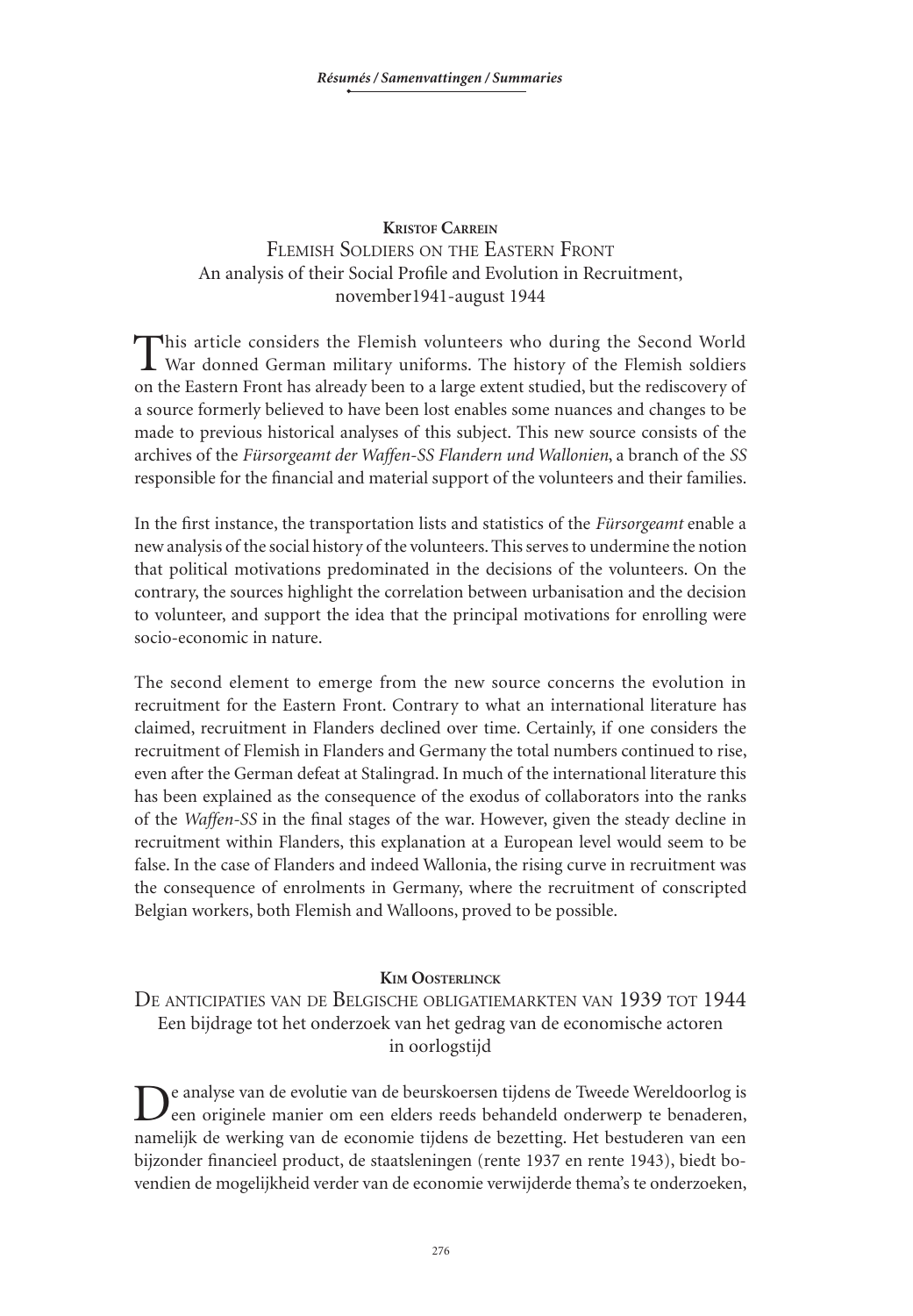**Kristof Carrein**

## Flemish Soldiers on the Eastern Front

An analysis of their Social Profile and Evolution in Recruitment, november1941-august 1944

This article considers the Flemish volunteers who during the Second World War donned German military uniforms. The history of the Flemish soldiers on the Eastern Front has already been to a large extent studied, but the rediscovery of a source formerly believed to have been lost enables some nuances and changes to be made to previous historical analyses of this subject. This new source consists of the archives of the *Fürsorgeamt der Waffen-SS Flandern und Wallonien*, a branch of the *SS* responsible for the financial and material support of the volunteers and their families.

In the first instance, the transportation lists and statistics of the *Fürsorgeamt* enable a new analysis of the social history of the volunteers. This serves to undermine the notion that political motivations predominated in the decisions of the volunteers. On the contrary, the sources highlight the correlation between urbanisation and the decision to volunteer, and support the idea that the principal motivations for enrolling were socio-economic in nature.

The second element to emerge from the new source concerns the evolution in recruitment for the Eastern Front. Contrary to what an international literature has claimed, recruitment in Flanders declined over time. Certainly, if one considers the recruitment of Flemish in Flanders and Germany the total numbers continued to rise, even after the German defeat at Stalingrad. In much of the international literature this has been explained as the consequence of the exodus of collaborators into the ranks of the *Waffen-SS* in the final stages of the war. However, given the steady decline in recruitment within Flanders, this explanation at a European level would seem to be false. In the case of Flanders and indeed Wallonia, the rising curve in recruitment was the consequence of enrolments in Germany, where the recruitment of conscripted Belgian workers, both Flemish and Walloons, proved to be possible.

**Kim Oosterlinck**

## De anticipaties van de Belgische obligatiemarkten van 1939 tot 1944

Een bijdrage tot het onderzoek van het gedrag van de economische actoren in oorlogstijd

De analyse van de evolutie van de beurskoersen tijdens de Tweede Wereldoorlog is een originele manier om een elders reeds behandeld onderwerp te benaderen, namelijk de werking van de economie tijdens de bezetting. Het bestuderen van een bijzonder financieel product, de staatsleningen (rente 1937 en rente 1943), biedt bovendien de mogelijkheid verder van de economie verwijderde thema's te onderzoeken,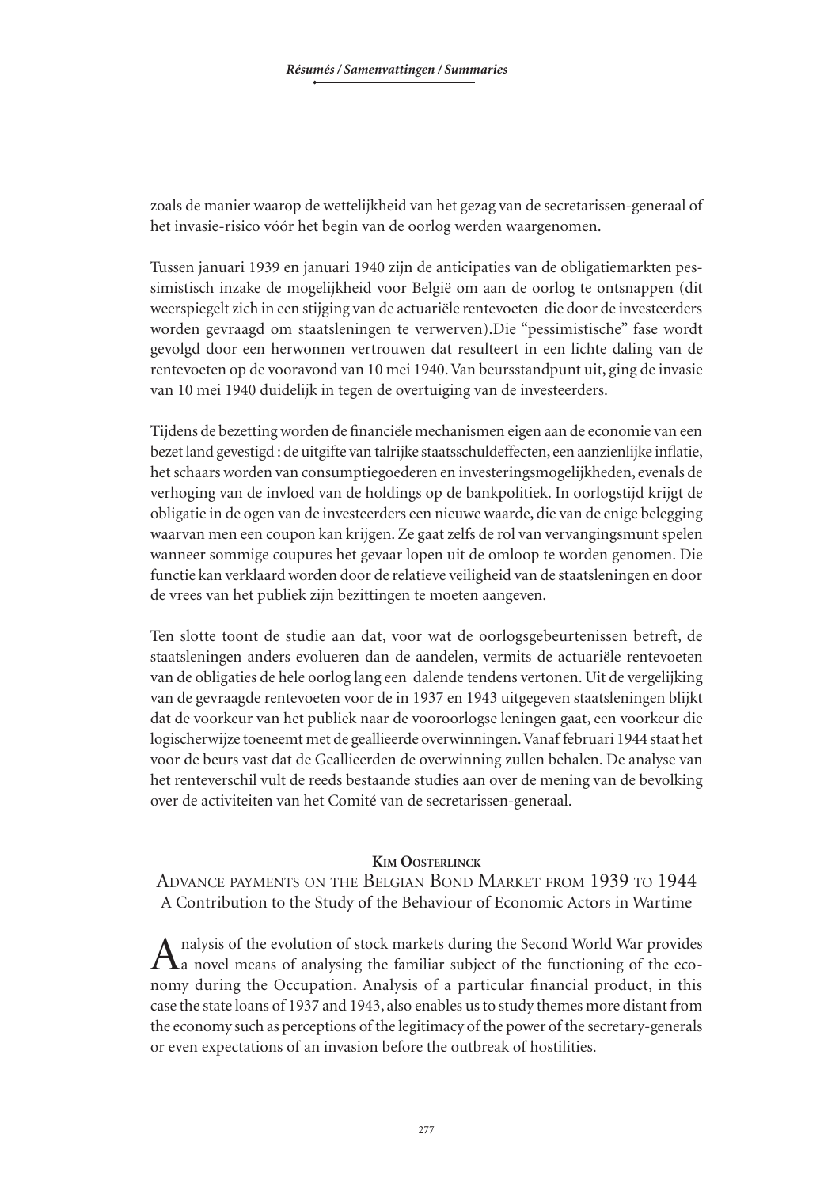zoals de manier waarop de wettelijkheid van het gezag van de secretarissen-generaal of het invasie-risico vóór het begin van de oorlog werden waargenomen.

Tussen januari 1939 en januari 1940 zijn de anticipaties van de obligatiemarkten pessimistisch inzake de mogelijkheid voor België om aan de oorlog te ontsnappen (dit weerspiegelt zich in een stijging van de actuariële rentevoeten die door de investeerders worden gevraagd om staatsleningen te verwerven).Die "pessimistische" fase wordt gevolgd door een herwonnen vertrouwen dat resulteert in een lichte daling van de rentevoeten op de vooravond van 10 mei 1940. Van beursstandpunt uit, ging de invasie van 10 mei 1940 duidelijk in tegen de overtuiging van de investeerders.

Tijdens de bezetting worden de financiële mechanismen eigen aan de economie van een bezet land gevestigd : de uitgifte van talrijke staatsschuldeffecten, een aanzienlijke inflatie, het schaars worden van consumptiegoederen en investeringsmogelijkheden, evenals de verhoging van de invloed van de holdings op de bankpolitiek. In oorlogstijd krijgt de obligatie in de ogen van de investeerders een nieuwe waarde, die van de enige belegging waarvan men een coupon kan krijgen. Ze gaat zelfs de rol van vervangingsmunt spelen wanneer sommige coupures het gevaar lopen uit de omloop te worden genomen. Die functie kan verklaard worden door de relatieve veiligheid van de staatsleningen en door de vrees van het publiek zijn bezittingen te moeten aangeven.

Ten slotte toont de studie aan dat, voor wat de oorlogsgebeurtenissen betreft, de staatsleningen anders evolueren dan de aandelen, vermits de actuariële rentevoeten van de obligaties de hele oorlog lang een dalende tendens vertonen. Uit de vergelijking van de gevraagde rentevoeten voor de in 1937 en 1943 uitgegeven staatsleningen blijkt dat de voorkeur van het publiek naar de vooroorlogse leningen gaat, een voorkeur die logischerwijze toeneemt met de geallieerde overwinningen. Vanaf februari 1944 staat het voor de beurs vast dat de Geallieerden de overwinning zullen behalen. De analyse van het renteverschil vult de reeds bestaande studies aan over de mening van de bevolking over de activiteiten van het Comité van de secretarissen-generaal.

**Kim Oosterlinck**

## Advance payments on the Belgian Bond Market from 1939 to 1944

### A Contribution to the Study of the Behaviour of Economic Actors in Wartime

Analysis of the evolution of stock markets during the Second World War provides a novel means of analysing the familiar subject of the functioning of the economy during the Occupation. Analysis of a particular financial product, in this case the state loans of 1937 and 1943, also enables us to study themes more distant from the economy such as perceptions of the legitimacy of the power of the secretary-generals or even expectations of an invasion before the outbreak of hostilities.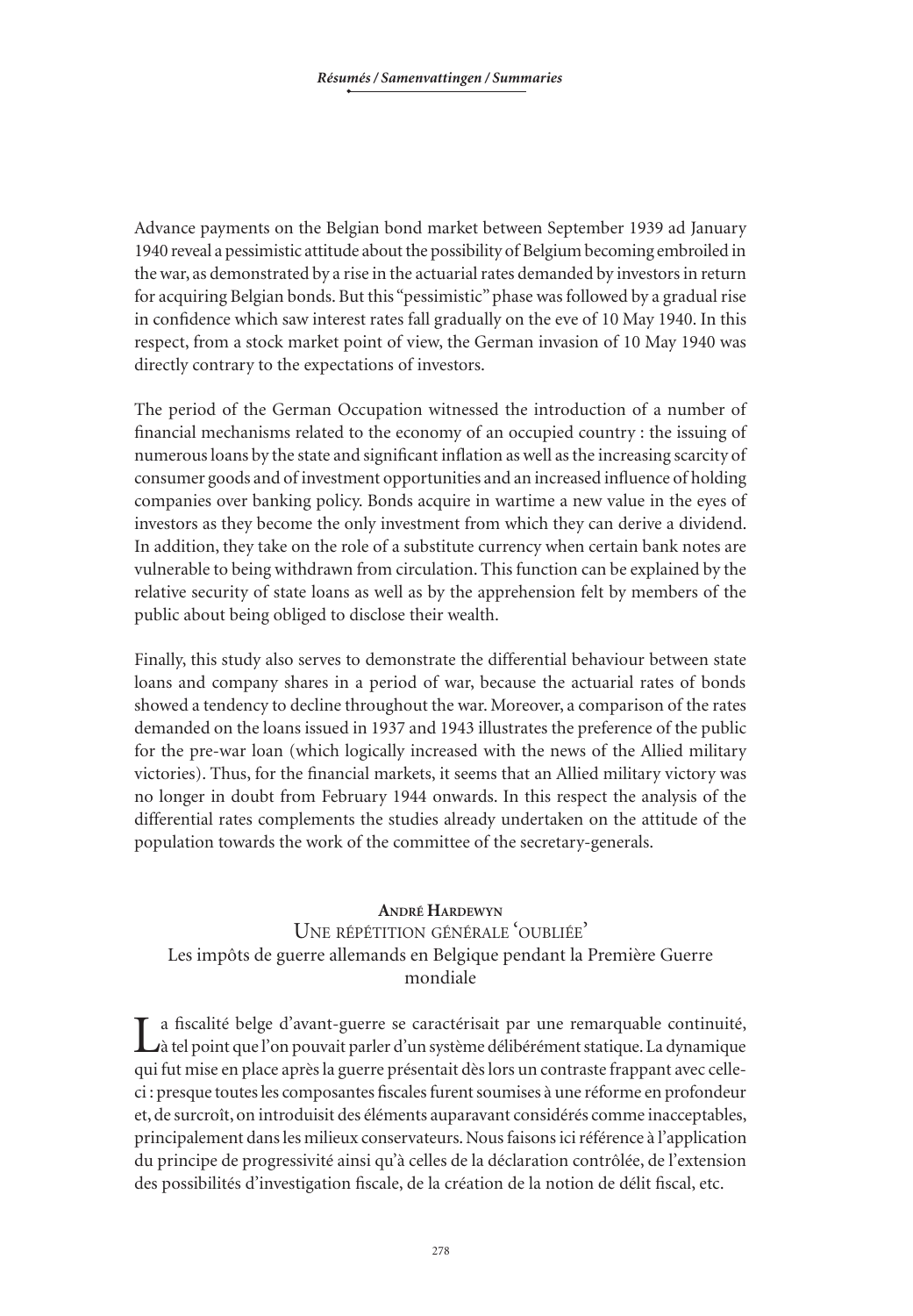Advance payments on the Belgian bond market between September 1939 ad January 1940 reveal a pessimistic attitude about the possibility of Belgium becoming embroiled in the war, as demonstrated by a rise in the actuarial rates demanded by investors in return for acquiring Belgian bonds. But this "pessimistic" phase was followed by a gradual rise in confidence which saw interest rates fall gradually on the eve of 10 May 1940. In this respect, from a stock market point of view, the German invasion of 10 May 1940 was directly contrary to the expectations of investors.

The period of the German Occupation witnessed the introduction of a number of financial mechanisms related to the economy of an occupied country : the issuing of numerous loans by the state and significant inflation as well as the increasing scarcity of consumer goods and of investment opportunities and an increased influence of holding companies over banking policy. Bonds acquire in wartime a new value in the eyes of investors as they become the only investment from which they can derive a dividend. In addition, they take on the role of a substitute currency when certain bank notes are vulnerable to being withdrawn from circulation. This function can be explained by the relative security of state loans as well as by the apprehension felt by members of the public about being obliged to disclose their wealth.

Finally, this study also serves to demonstrate the differential behaviour between state loans and company shares in a period of war, because the actuarial rates of bonds showed a tendency to decline throughout the war. Moreover, a comparison of the rates demanded on the loans issued in 1937 and 1943 illustrates the preference of the public for the pre-war loan (which logically increased with the news of the Allied military victories). Thus, for the financial markets, it seems that an Allied military victory was no longer in doubt from February 1944 onwards. In this respect the analysis of the differential rates complements the studies already undertaken on the attitude of the population towards the work of the committee of the secretary-generals.

## André Hardewyn

## Une répétition générale 'oubliée'
### Les impôts de guerre allemands en Belgique pendant la Première Guerre mondiale

La fiscalité belge d'avant-guerre se caractérisait par une remarquable continuité, à tel point que l'on pouvait parler d'un système délibérément statique. La dynamique qui fut mise en place après la guerre présentait dès lors un contraste frappant avec celle-ci : presque toutes les composantes fiscales furent soumises à une réforme en profondeur et, de surcroît, on introduisit des éléments auparavant considérés comme inacceptables, principalement dans les milieux conservateurs. Nous faisons ici référence à l'application du principe de progressivité ainsi qu'à celles de la déclaration contrôlée, de l'extension des possibilités d'investigation fiscale, de la création de la notion de délit fiscal, etc.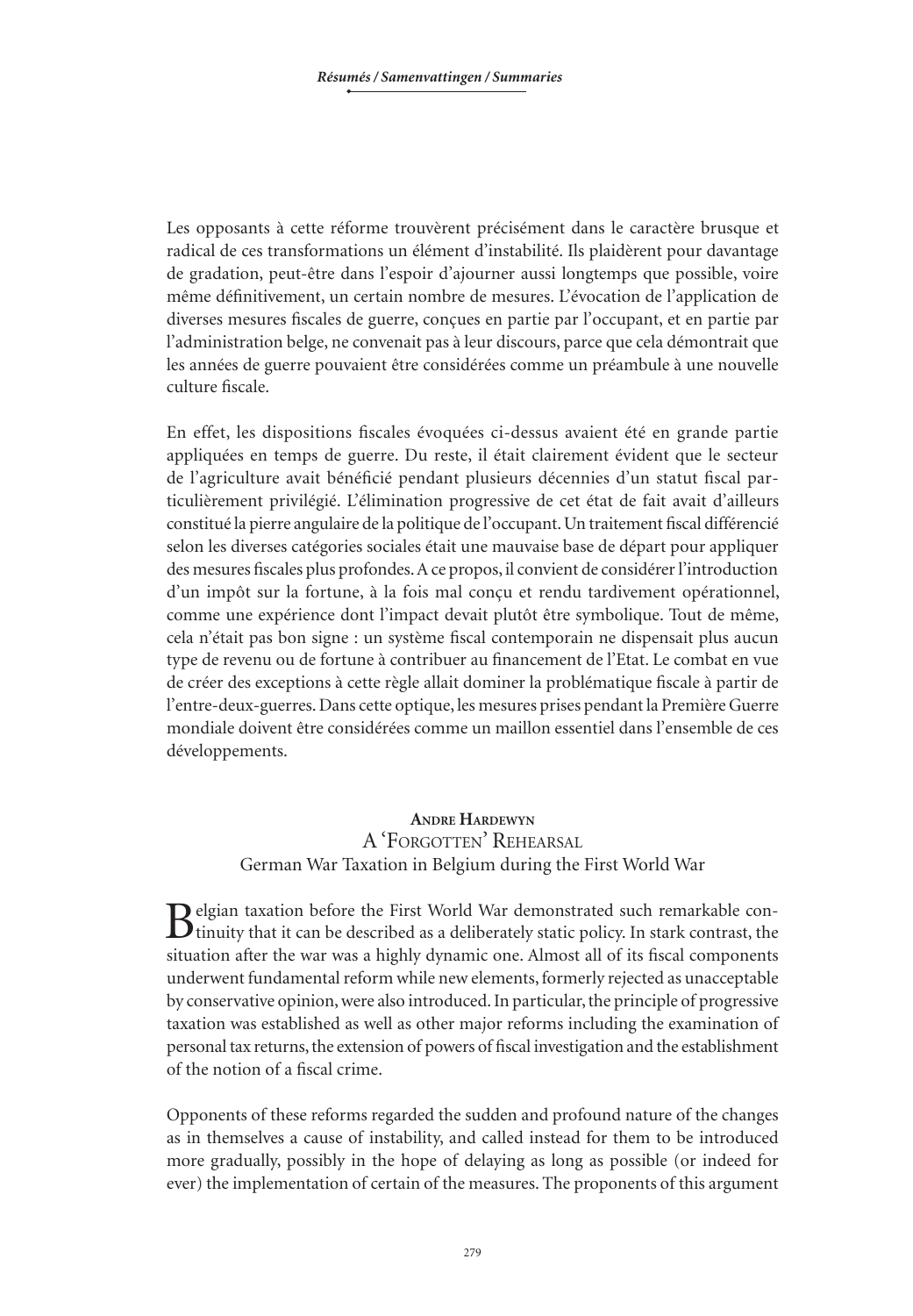Les opposants à cette réforme trouvèrent précisément dans le caractère brusque et radical de ces transformations un élément d'instabilité. Ils plaidèrent pour davantage de gradation, peut-être dans l'espoir d'ajourner aussi longtemps que possible, voire même définitivement, un certain nombre de mesures. L'évocation de l'application de diverses mesures fiscales de guerre, conçues en partie par l'occupant, et en partie par l'administration belge, ne convenait pas à leur discours, parce que cela démontrait que les années de guerre pouvaient être considérées comme un préambule à une nouvelle culture fiscale.

En effet, les dispositions fiscales évoquées ci-dessus avaient été en grande partie appliquées en temps de guerre. Du reste, il était clairement évident que le secteur de l'agriculture avait bénéficié pendant plusieurs décennies d'un statut fiscal particulièrement privilégié. L'élimination progressive de cet état de fait avait d'ailleurs constitué la pierre angulaire de la politique de l'occupant. Un traitement fiscal différencié selon les diverses catégories sociales était une mauvaise base de départ pour appliquer des mesures fiscales plus profondes. A ce propos, il convient de considérer l'introduction d'un impôt sur la fortune, à la fois mal conçu et rendu tardivement opérationnel, comme une expérience dont l'impact devait plutôt être symbolique. Tout de même, cela n'était pas bon signe : un système fiscal contemporain ne dispensait plus aucun type de revenu ou de fortune à contribuer au financement de l'Etat. Le combat en vue de créer des exceptions à cette règle allait dominer la problématique fiscale à partir de l'entre-deux-guerres. Dans cette optique, les mesures prises pendant la Première Guerre mondiale doivent être considérées comme un maillon essentiel dans l'ensemble de ces développements.

## Andre Hardewyn
## A 'Forgotten' Rehearsal
### German War Taxation in Belgium during the First World War

Belgian taxation before the First World War demonstrated such remarkable continuity that it can be described as a deliberately static policy. In stark contrast, the situation after the war was a highly dynamic one. Almost all of its fiscal components underwent fundamental reform while new elements, formerly rejected as unacceptable by conservative opinion, were also introduced. In particular, the principle of progressive taxation was established as well as other major reforms including the examination of personal tax returns, the extension of powers of fiscal investigation and the establishment of the notion of a fiscal crime.

Opponents of these reforms regarded the sudden and profound nature of the changes as in themselves a cause of instability, and called instead for them to be introduced more gradually, possibly in the hope of delaying as long as possible (or indeed for ever) the implementation of certain of the measures. The proponents of this argument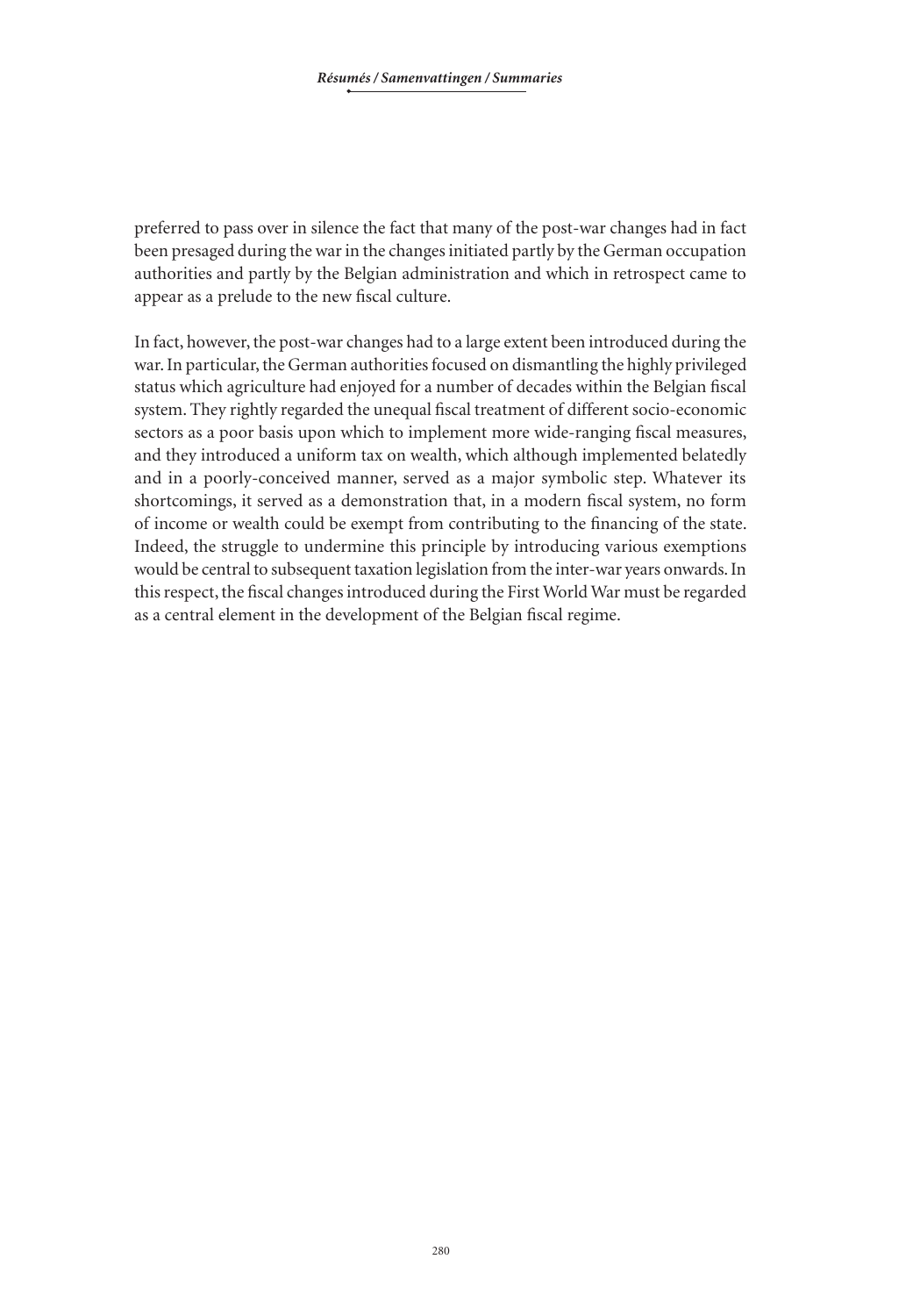preferred to pass over in silence the fact that many of the post-war changes had in fact been presaged during the war in the changes initiated partly by the German occupation authorities and partly by the Belgian administration and which in retrospect came to appear as a prelude to the new fiscal culture.

In fact, however, the post-war changes had to a large extent been introduced during the war. In particular, the German authorities focused on dismantling the highly privileged status which agriculture had enjoyed for a number of decades within the Belgian fiscal system. They rightly regarded the unequal fiscal treatment of different socio-economic sectors as a poor basis upon which to implement more wide-ranging fiscal measures, and they introduced a uniform tax on wealth, which although implemented belatedly and in a poorly-conceived manner, served as a major symbolic step. Whatever its shortcomings, it served as a demonstration that, in a modern fiscal system, no form of income or wealth could be exempt from contributing to the financing of the state. Indeed, the struggle to undermine this principle by introducing various exemptions would be central to subsequent taxation legislation from the inter-war years onwards. In this respect, the fiscal changes introduced during the First World War must be regarded as a central element in the development of the Belgian fiscal regime.